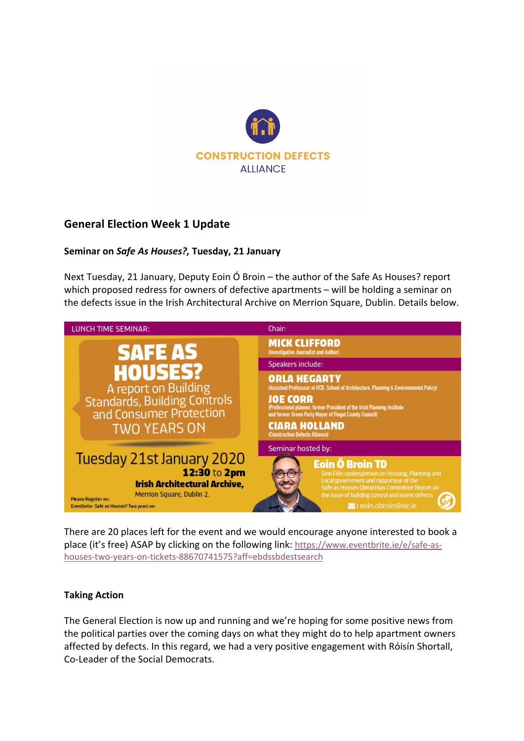CONSTRUCTION DEFECTS
ALLIANCE

## General Election Week 1 Update

**Seminar on *Safe As Houses?,* Tuesday, 21 January**

Next Tuesday, 21 January, Deputy Eoin Ó Broin – the author of the Safe As Houses? report which proposed redress for owners of defective apartments – will be holding a seminar on the defects issue in the Irish Architectural Archive on Merrion Square, Dublin. Details below.

LUNCH TIME SEMINAR:

**SAFE AS HOUSES?**
A report on Building Standards, Building Controls and Consumer Protection
TWO YEARS ON

Tuesday 21st January 2020
**12:30** to **2pm**
**Irish Architectural Archive,**
Merrion Square, Dublin 2.

Please Register on:
Eventbrite- Safe as Houses? Two years on

Chair:
**MICK CLIFFORD**
(Investigative Journalist and Author)

Speakers include:
**ORLA HEGARTY**
(Assistant Professsor at UCD, School of Architecture, Planning & Environmental Policy)
**JOE CORR**
(Professional planner, former President of the Irish Planning Institute and former Green Party Mayor of Fingal County Council)
**CIARA HOLLAND**
(Construction Defects Alliance)

Seminar hosted by:
**Eoin Ó Broin TD**
Sinn Féin spokesperson on Housing, Planning and Local government and rapporteur of the Safe as Houses Oireachtas Committee Report on the issue of building control and latent defects
: eoin.obroin@oir.ie

There are 20 places left for the event and we would encourage anyone interested to book a place (it's free) ASAP by clicking on the following link: https://www.eventbrite.ie/e/safe-as-houses-two-years-on-tickets-88670741575?aff=ebdssbdestsearch

**Taking Action**

The General Election is now up and running and we're hoping for some positive news from the political parties over the coming days on what they might do to help apartment owners affected by defects. In this regard, we had a very positive engagement with Róisín Shortall, Co-Leader of the Social Democrats.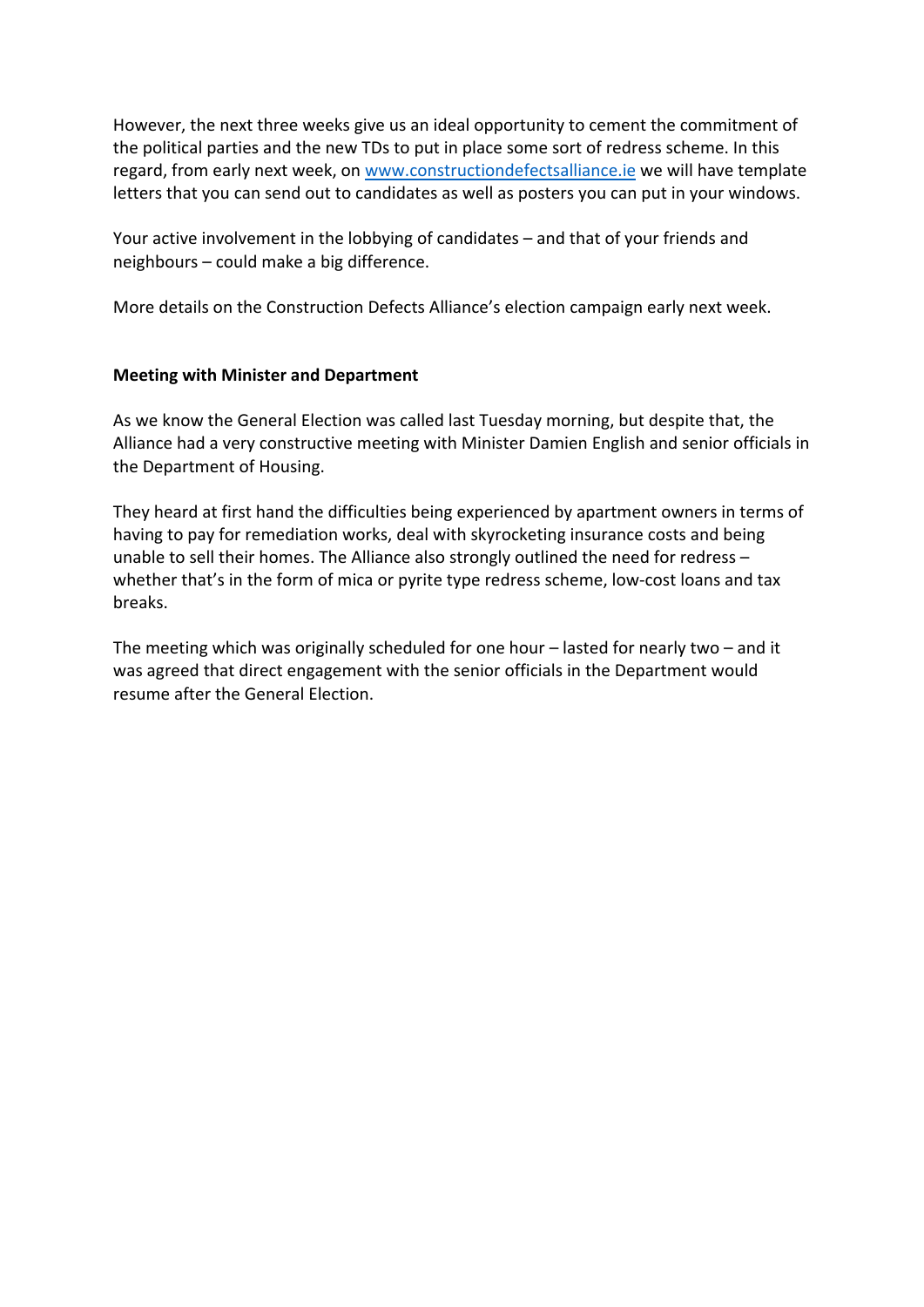However, the next three weeks give us an ideal opportunity to cement the commitment of the political parties and the new TDs to put in place some sort of redress scheme. In this regard, from early next week, on [www.constructiondefectsalliance.ie](http://www.constructiondefectsalliance.ie) we will have template letters that you can send out to candidates as well as posters you can put in your windows.

Your active involvement in the lobbying of candidates – and that of your friends and neighbours – could make a big difference.

More details on the Construction Defects Alliance's election campaign early next week.

**Meeting with Minister and Department**

As we know the General Election was called last Tuesday morning, but despite that, the Alliance had a very constructive meeting with Minister Damien English and senior officials in the Department of Housing.

They heard at first hand the difficulties being experienced by apartment owners in terms of having to pay for remediation works, deal with skyrocketing insurance costs and being unable to sell their homes. The Alliance also strongly outlined the need for redress – whether that's in the form of mica or pyrite type redress scheme, low-cost loans and tax breaks.

The meeting which was originally scheduled for one hour – lasted for nearly two – and it was agreed that direct engagement with the senior officials in the Department would resume after the General Election.